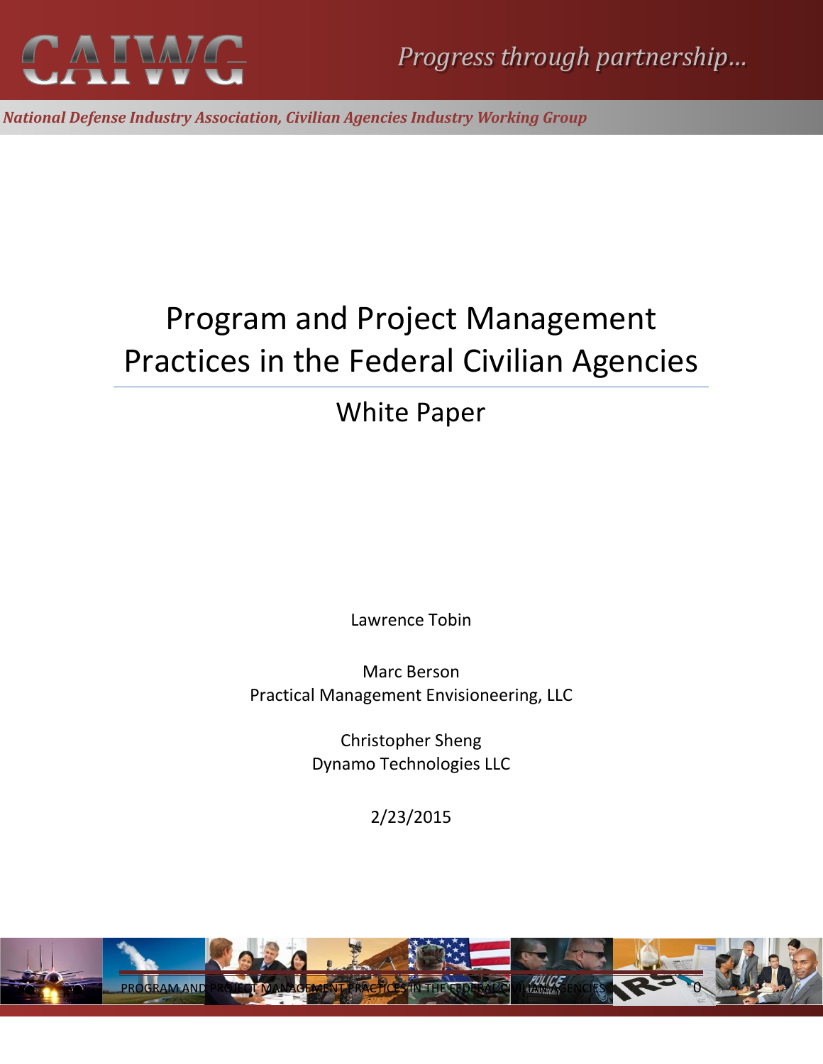CAIWG

*Progress through partnership…*

***National Defense Industry Association, Civilian Agencies Industry Working Group***

# Program and Project Management Practices in the Federal Civilian Agencies

## White Paper

Lawrence Tobin

Marc Berson
Practical Management Envisioneering, LLC

Christopher Sheng
Dynamo Technologies LLC

2/23/2015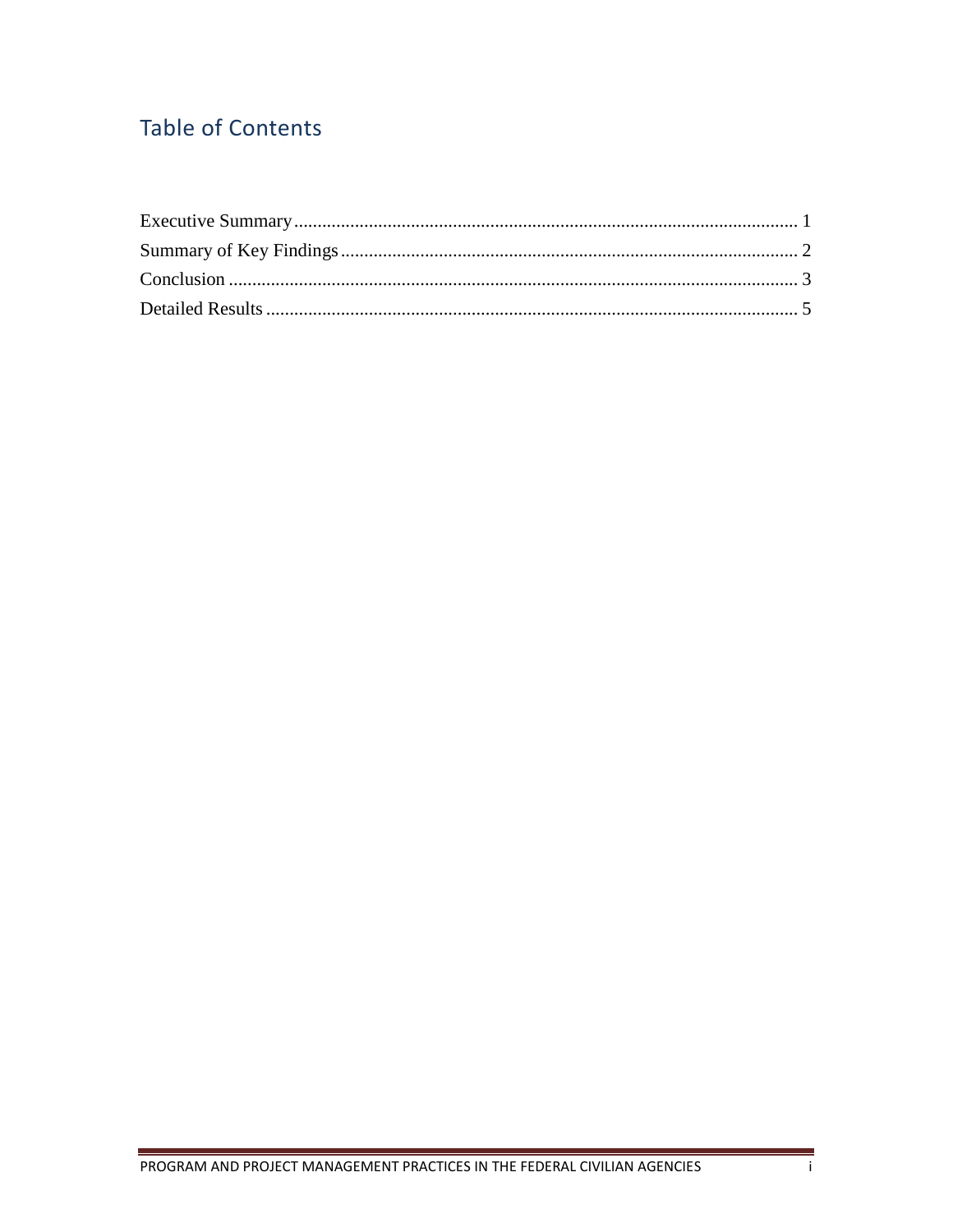## Table of Contents

Executive Summary ........................................................................................................... 1
Summary of Key Findings ................................................................................................. 2
Conclusion ......................................................................................................................... 3
Detailed Results ................................................................................................................. 5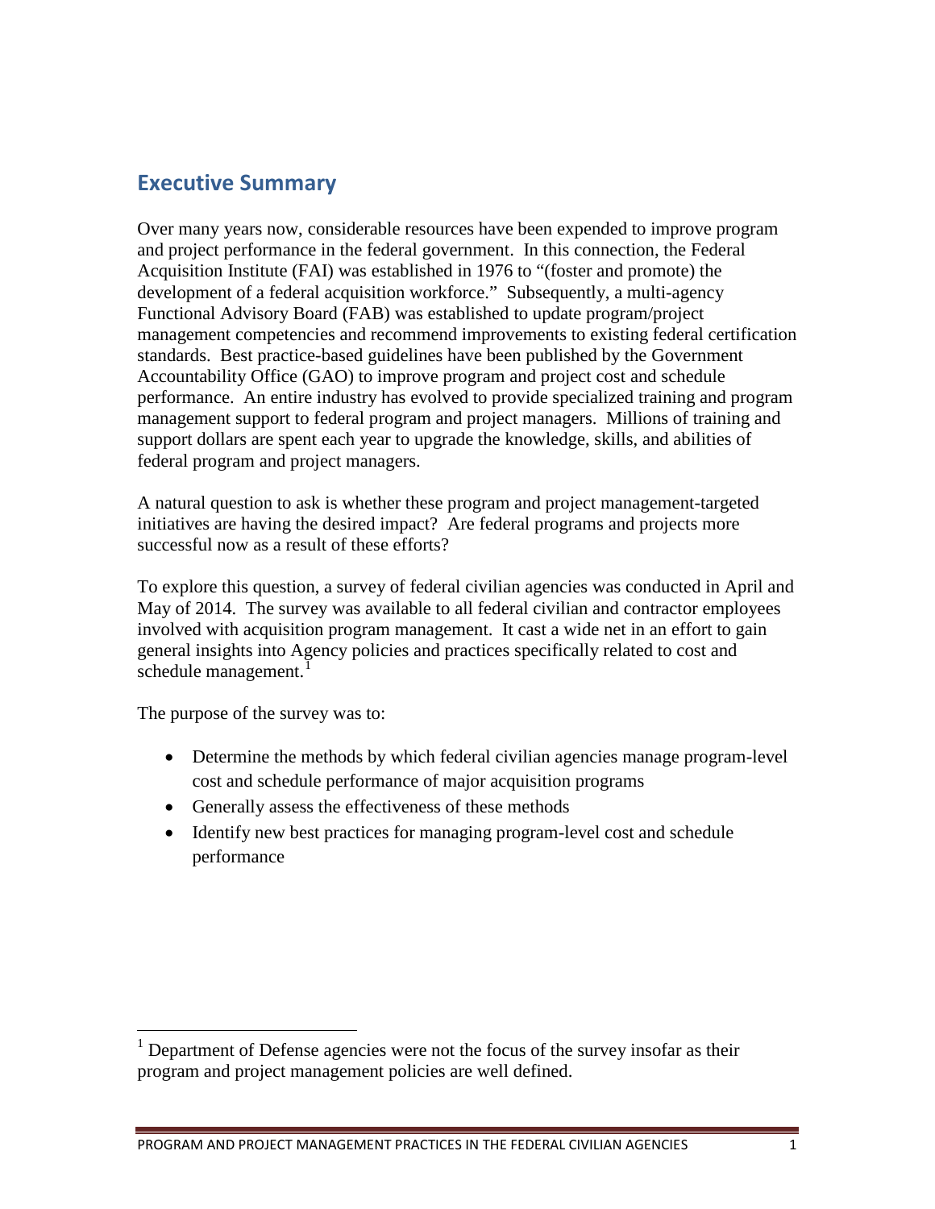## Executive Summary

Over many years now, considerable resources have been expended to improve program and project performance in the federal government. In this connection, the Federal Acquisition Institute (FAI) was established in 1976 to "(foster and promote) the development of a federal acquisition workforce." Subsequently, a multi-agency Functional Advisory Board (FAB) was established to update program/project management competencies and recommend improvements to existing federal certification standards. Best practice-based guidelines have been published by the Government Accountability Office (GAO) to improve program and project cost and schedule performance. An entire industry has evolved to provide specialized training and program management support to federal program and project managers. Millions of training and support dollars are spent each year to upgrade the knowledge, skills, and abilities of federal program and project managers.

A natural question to ask is whether these program and project management-targeted initiatives are having the desired impact? Are federal programs and projects more successful now as a result of these efforts?

To explore this question, a survey of federal civilian agencies was conducted in April and May of 2014. The survey was available to all federal civilian and contractor employees involved with acquisition program management. It cast a wide net in an effort to gain general insights into Agency policies and practices specifically related to cost and schedule management.[1]

The purpose of the survey was to:

- Determine the methods by which federal civilian agencies manage program-level cost and schedule performance of major acquisition programs
- Generally assess the effectiveness of these methods
- Identify new best practices for managing program-level cost and schedule performance

[1] Department of Defense agencies were not the focus of the survey insofar as their program and project management policies are well defined.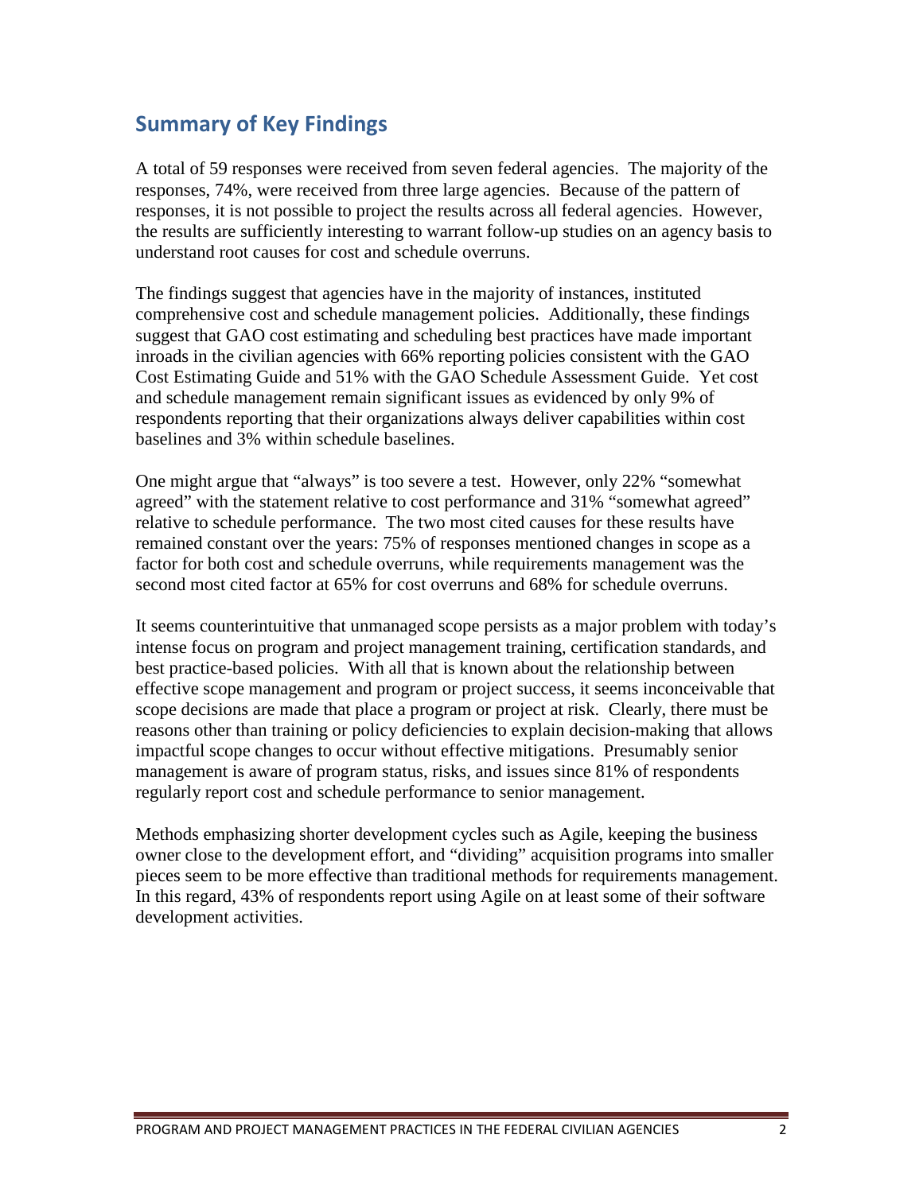## Summary of Key Findings

A total of 59 responses were received from seven federal agencies. The majority of the responses, 74%, were received from three large agencies. Because of the pattern of responses, it is not possible to project the results across all federal agencies. However, the results are sufficiently interesting to warrant follow-up studies on an agency basis to understand root causes for cost and schedule overruns.

The findings suggest that agencies have in the majority of instances, instituted comprehensive cost and schedule management policies. Additionally, these findings suggest that GAO cost estimating and scheduling best practices have made important inroads in the civilian agencies with 66% reporting policies consistent with the GAO Cost Estimating Guide and 51% with the GAO Schedule Assessment Guide. Yet cost and schedule management remain significant issues as evidenced by only 9% of respondents reporting that their organizations always deliver capabilities within cost baselines and 3% within schedule baselines.

One might argue that "always" is too severe a test. However, only 22% "somewhat agreed" with the statement relative to cost performance and 31% "somewhat agreed" relative to schedule performance. The two most cited causes for these results have remained constant over the years: 75% of responses mentioned changes in scope as a factor for both cost and schedule overruns, while requirements management was the second most cited factor at 65% for cost overruns and 68% for schedule overruns.

It seems counterintuitive that unmanaged scope persists as a major problem with today's intense focus on program and project management training, certification standards, and best practice-based policies. With all that is known about the relationship between effective scope management and program or project success, it seems inconceivable that scope decisions are made that place a program or project at risk. Clearly, there must be reasons other than training or policy deficiencies to explain decision-making that allows impactful scope changes to occur without effective mitigations. Presumably senior management is aware of program status, risks, and issues since 81% of respondents regularly report cost and schedule performance to senior management.

Methods emphasizing shorter development cycles such as Agile, keeping the business owner close to the development effort, and "dividing" acquisition programs into smaller pieces seem to be more effective than traditional methods for requirements management. In this regard, 43% of respondents report using Agile on at least some of their software development activities.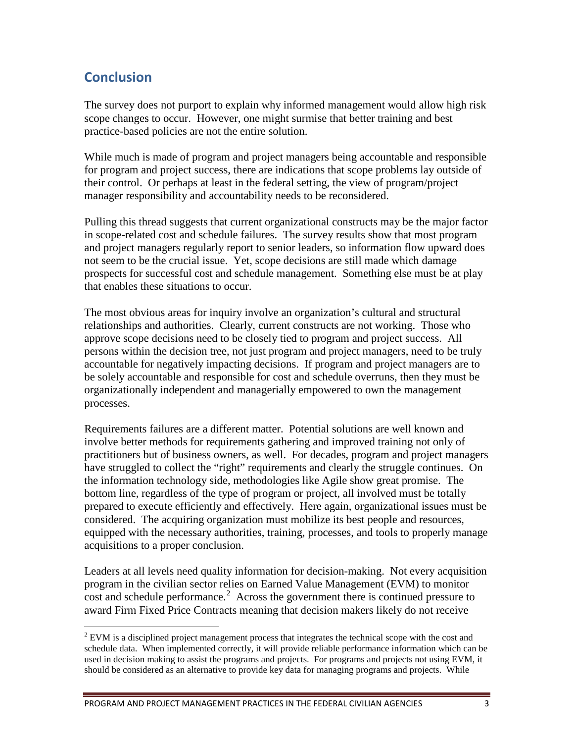## Conclusion

The survey does not purport to explain why informed management would allow high risk scope changes to occur. However, one might surmise that better training and best practice-based policies are not the entire solution.

While much is made of program and project managers being accountable and responsible for program and project success, there are indications that scope problems lay outside of their control. Or perhaps at least in the federal setting, the view of program/project manager responsibility and accountability needs to be reconsidered.

Pulling this thread suggests that current organizational constructs may be the major factor in scope-related cost and schedule failures. The survey results show that most program and project managers regularly report to senior leaders, so information flow upward does not seem to be the crucial issue. Yet, scope decisions are still made which damage prospects for successful cost and schedule management. Something else must be at play that enables these situations to occur.

The most obvious areas for inquiry involve an organization's cultural and structural relationships and authorities. Clearly, current constructs are not working. Those who approve scope decisions need to be closely tied to program and project success. All persons within the decision tree, not just program and project managers, need to be truly accountable for negatively impacting decisions. If program and project managers are to be solely accountable and responsible for cost and schedule overruns, then they must be organizationally independent and managerially empowered to own the management processes.

Requirements failures are a different matter. Potential solutions are well known and involve better methods for requirements gathering and improved training not only of practitioners but of business owners, as well. For decades, program and project managers have struggled to collect the "right" requirements and clearly the struggle continues. On the information technology side, methodologies like Agile show great promise. The bottom line, regardless of the type of program or project, all involved must be totally prepared to execute efficiently and effectively. Here again, organizational issues must be considered. The acquiring organization must mobilize its best people and resources, equipped with the necessary authorities, training, processes, and tools to properly manage acquisitions to a proper conclusion.

Leaders at all levels need quality information for decision-making. Not every acquisition program in the civilian sector relies on Earned Value Management (EVM) to monitor cost and schedule performance.[2] Across the government there is continued pressure to award Firm Fixed Price Contracts meaning that decision makers likely do not receive

[2] EVM is a disciplined project management process that integrates the technical scope with the cost and schedule data. When implemented correctly, it will provide reliable performance information which can be used in decision making to assist the programs and projects. For programs and projects not using EVM, it should be considered as an alternative to provide key data for managing programs and projects. While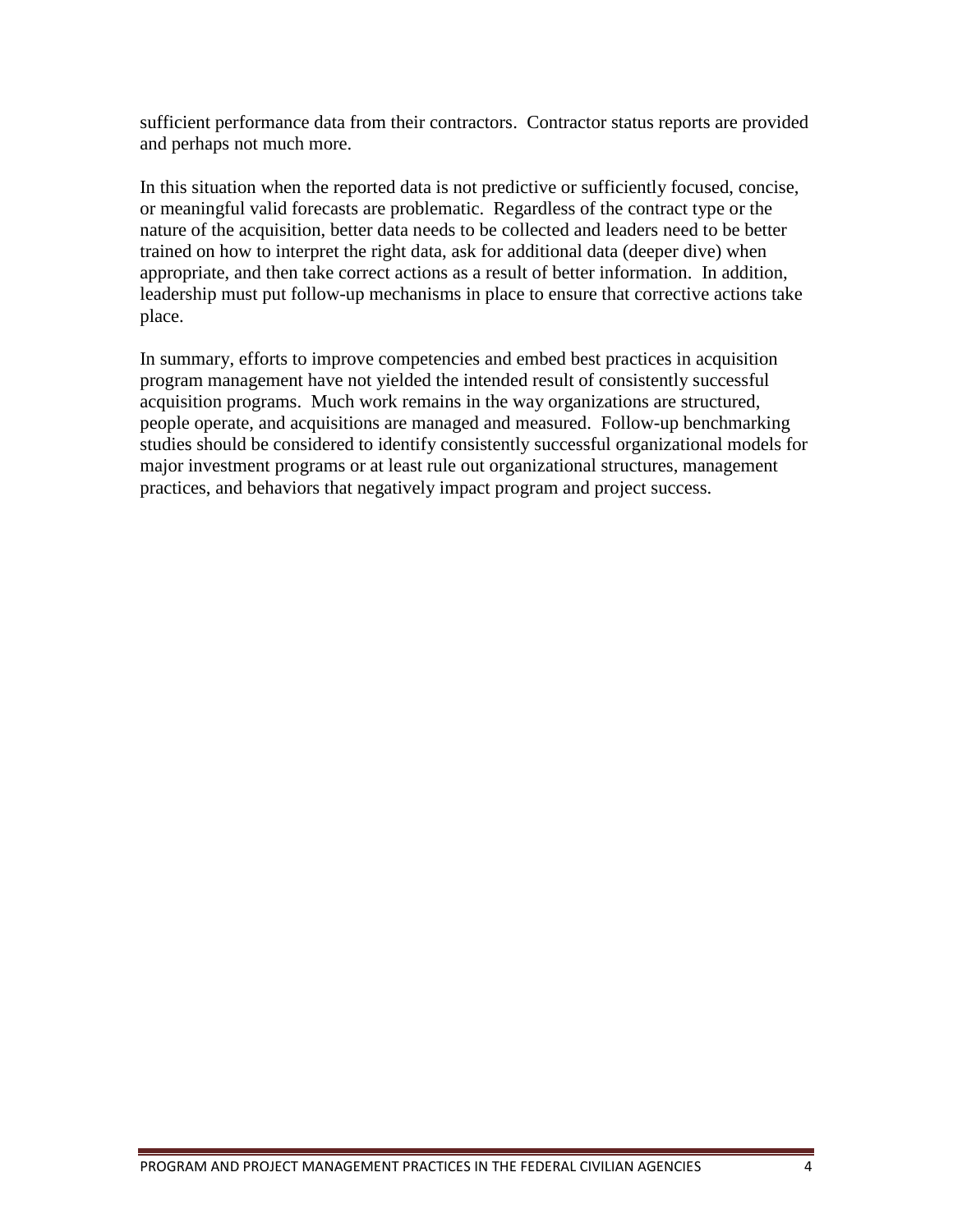sufficient performance data from their contractors. Contractor status reports are provided and perhaps not much more.

In this situation when the reported data is not predictive or sufficiently focused, concise, or meaningful valid forecasts are problematic. Regardless of the contract type or the nature of the acquisition, better data needs to be collected and leaders need to be better trained on how to interpret the right data, ask for additional data (deeper dive) when appropriate, and then take correct actions as a result of better information. In addition, leadership must put follow-up mechanisms in place to ensure that corrective actions take place.

In summary, efforts to improve competencies and embed best practices in acquisition program management have not yielded the intended result of consistently successful acquisition programs. Much work remains in the way organizations are structured, people operate, and acquisitions are managed and measured. Follow-up benchmarking studies should be considered to identify consistently successful organizational models for major investment programs or at least rule out organizational structures, management practices, and behaviors that negatively impact program and project success.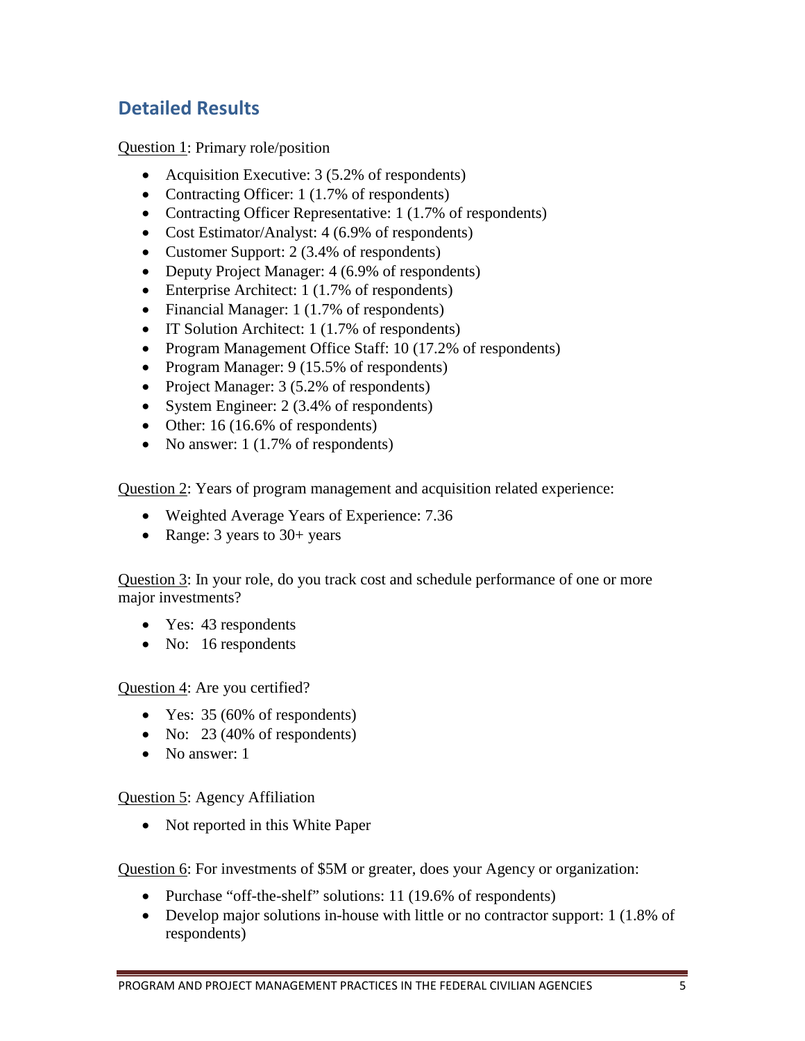## Detailed Results

Question 1: Primary role/position

- Acquisition Executive: 3 (5.2% of respondents)
- Contracting Officer: 1 (1.7% of respondents)
- Contracting Officer Representative: 1 (1.7% of respondents)
- Cost Estimator/Analyst: 4 (6.9% of respondents)
- Customer Support: 2 (3.4% of respondents)
- Deputy Project Manager: 4 (6.9% of respondents)
- Enterprise Architect: 1 (1.7% of respondents)
- Financial Manager: 1 (1.7% of respondents)
- IT Solution Architect: 1 (1.7% of respondents)
- Program Management Office Staff: 10 (17.2% of respondents)
- Program Manager: 9 (15.5% of respondents)
- Project Manager: 3 (5.2% of respondents)
- System Engineer: 2 (3.4% of respondents)
- Other: 16 (16.6% of respondents)
- No answer: 1 (1.7% of respondents)

Question 2: Years of program management and acquisition related experience:

- Weighted Average Years of Experience: 7.36
- Range: 3 years to 30+ years

Question 3: In your role, do you track cost and schedule performance of one or more major investments?

- Yes: 43 respondents
- No: 16 respondents

Question 4: Are you certified?

- Yes: 35 (60% of respondents)
- No: 23 (40% of respondents)
- No answer: 1

Question 5: Agency Affiliation

- Not reported in this White Paper

Question 6: For investments of $5M or greater, does your Agency or organization:

- Purchase "off-the-shelf" solutions: 11 (19.6% of respondents)
- Develop major solutions in-house with little or no contractor support: 1 (1.8% of respondents)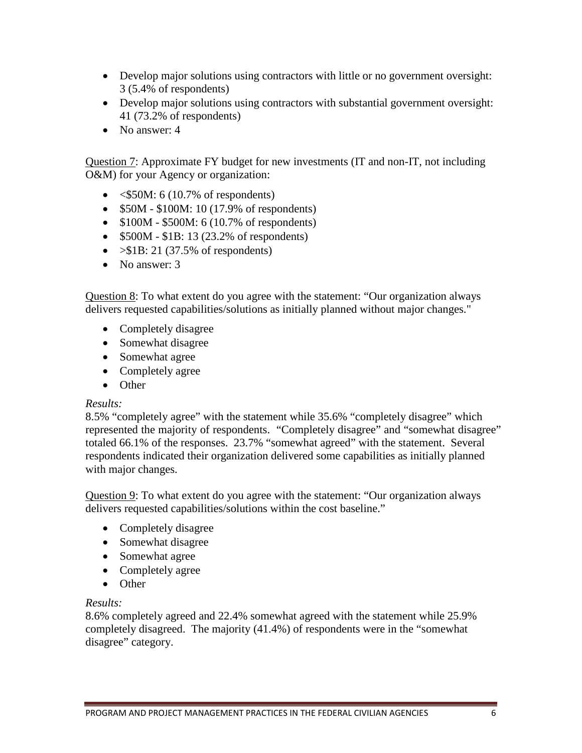- Develop major solutions using contractors with little or no government oversight: 3 (5.4% of respondents)
- Develop major solutions using contractors with substantial government oversight: 41 (73.2% of respondents)
- No answer: 4

Question 7: Approximate FY budget for new investments (IT and non-IT, not including O&M) for your Agency or organization:

- <$50M: 6 (10.7% of respondents)
- $50M - $100M: 10 (17.9% of respondents)
- $100M - $500M: 6 (10.7% of respondents)
- $500M - $1B: 13 (23.2% of respondents)
- >$1B: 21 (37.5% of respondents)
- No answer: 3

Question 8: To what extent do you agree with the statement: "Our organization always delivers requested capabilities/solutions as initially planned without major changes."

- Completely disagree
- Somewhat disagree
- Somewhat agree
- Completely agree
- Other

*Results:*
8.5% "completely agree" with the statement while 35.6% "completely disagree" which represented the majority of respondents. "Completely disagree" and "somewhat disagree" totaled 66.1% of the responses. 23.7% "somewhat agreed" with the statement. Several respondents indicated their organization delivered some capabilities as initially planned with major changes.

Question 9: To what extent do you agree with the statement: "Our organization always delivers requested capabilities/solutions within the cost baseline."

- Completely disagree
- Somewhat disagree
- Somewhat agree
- Completely agree
- Other

*Results:*
8.6% completely agreed and 22.4% somewhat agreed with the statement while 25.9% completely disagreed. The majority (41.4%) of respondents were in the "somewhat disagree" category.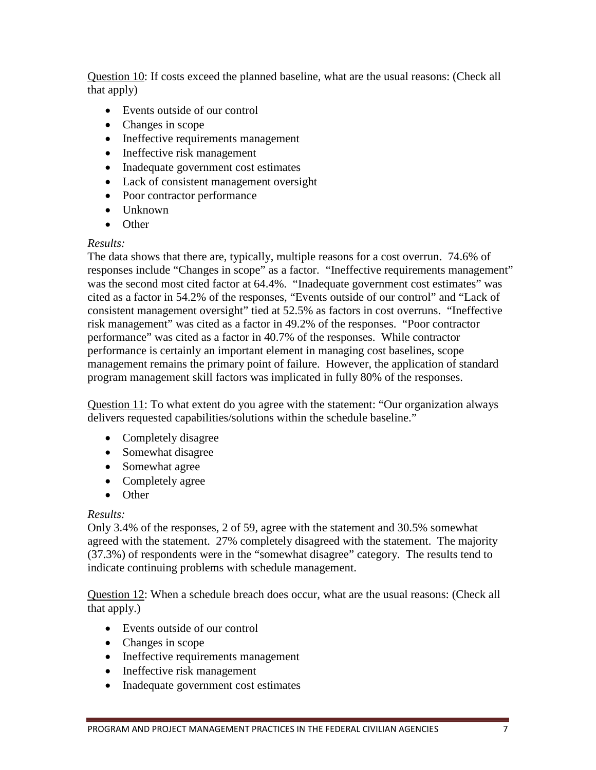<u>Question 10</u>: If costs exceed the planned baseline, what are the usual reasons: (Check all that apply)

- Events outside of our control
- Changes in scope
- Ineffective requirements management
- Ineffective risk management
- Inadequate government cost estimates
- Lack of consistent management oversight
- Poor contractor performance
- Unknown
- Other

*Results:*
The data shows that there are, typically, multiple reasons for a cost overrun. 74.6% of responses include "Changes in scope" as a factor. "Ineffective requirements management" was the second most cited factor at 64.4%. "Inadequate government cost estimates" was cited as a factor in 54.2% of the responses, "Events outside of our control" and "Lack of consistent management oversight" tied at 52.5% as factors in cost overruns. "Ineffective risk management" was cited as a factor in 49.2% of the responses. "Poor contractor performance" was cited as a factor in 40.7% of the responses. While contractor performance is certainly an important element in managing cost baselines, scope management remains the primary point of failure. However, the application of standard program management skill factors was implicated in fully 80% of the responses.

<u>Question 11</u>: To what extent do you agree with the statement: "Our organization always delivers requested capabilities/solutions within the schedule baseline."

- Completely disagree
- Somewhat disagree
- Somewhat agree
- Completely agree
- Other

*Results:*
Only 3.4% of the responses, 2 of 59, agree with the statement and 30.5% somewhat agreed with the statement. 27% completely disagreed with the statement. The majority (37.3%) of respondents were in the "somewhat disagree" category. The results tend to indicate continuing problems with schedule management.

<u>Question 12</u>: When a schedule breach does occur, what are the usual reasons: (Check all that apply.)

- Events outside of our control
- Changes in scope
- Ineffective requirements management
- Ineffective risk management
- Inadequate government cost estimates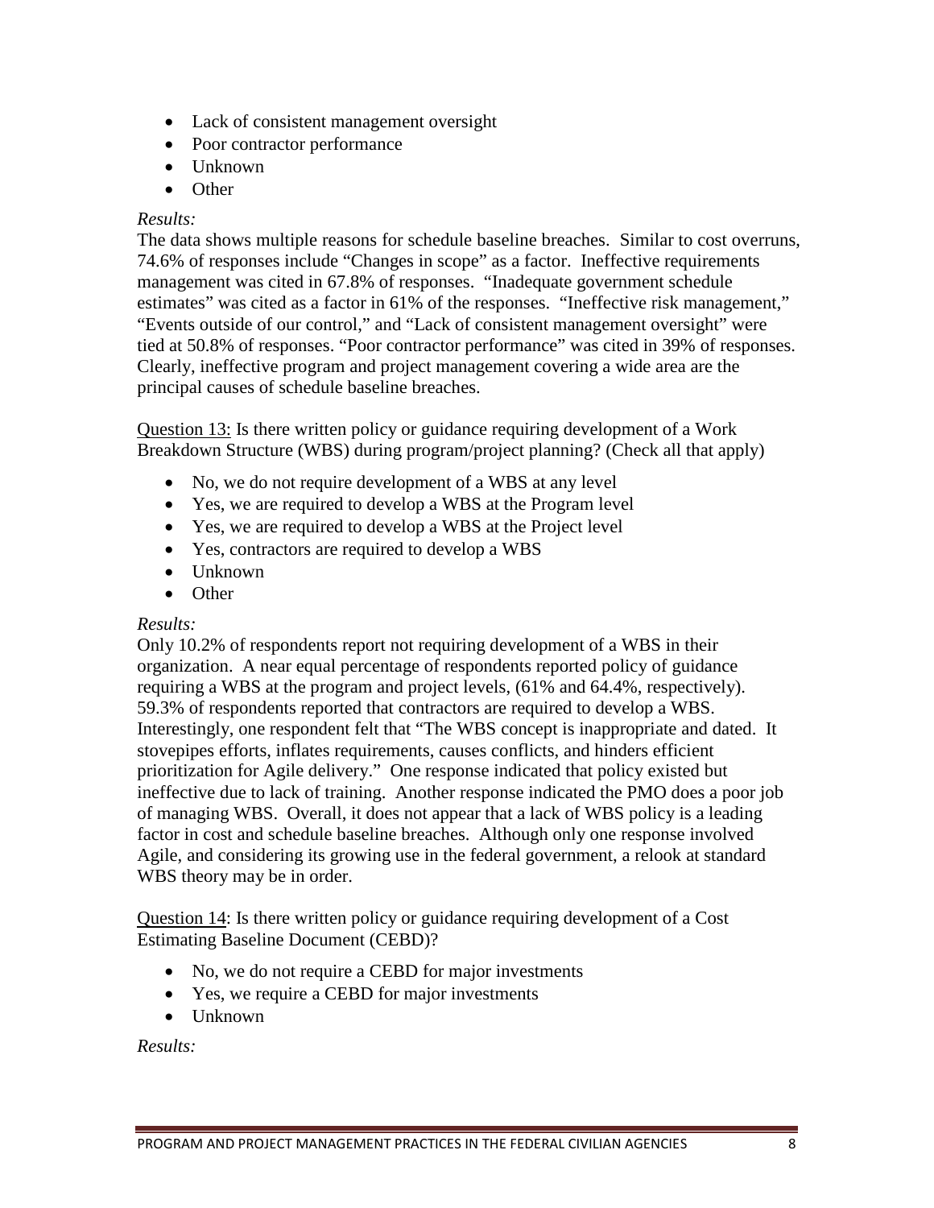- Lack of consistent management oversight
- Poor contractor performance
- Unknown
- Other

*Results:*
The data shows multiple reasons for schedule baseline breaches. Similar to cost overruns, 74.6% of responses include “Changes in scope” as a factor. Ineffective requirements management was cited in 67.8% of responses. “Inadequate government schedule estimates” was cited as a factor in 61% of the responses. “Ineffective risk management,” “Events outside of our control,” and “Lack of consistent management oversight” were tied at 50.8% of responses. “Poor contractor performance” was cited in 39% of responses. Clearly, ineffective program and project management covering a wide area are the principal causes of schedule baseline breaches.

<u>Question 13:</u> Is there written policy or guidance requiring development of a Work Breakdown Structure (WBS) during program/project planning? (Check all that apply)

- No, we do not require development of a WBS at any level
- Yes, we are required to develop a WBS at the Program level
- Yes, we are required to develop a WBS at the Project level
- Yes, contractors are required to develop a WBS
- Unknown
- Other

*Results:*
Only 10.2% of respondents report not requiring development of a WBS in their organization. A near equal percentage of respondents reported policy of guidance requiring a WBS at the program and project levels, (61% and 64.4%, respectively). 59.3% of respondents reported that contractors are required to develop a WBS. Interestingly, one respondent felt that “The WBS concept is inappropriate and dated. It stovepipes efforts, inflates requirements, causes conflicts, and hinders efficient prioritization for Agile delivery.” One response indicated that policy existed but ineffective due to lack of training. Another response indicated the PMO does a poor job of managing WBS. Overall, it does not appear that a lack of WBS policy is a leading factor in cost and schedule baseline breaches. Although only one response involved Agile, and considering its growing use in the federal government, a relook at standard WBS theory may be in order.

<u>Question 14</u>: Is there written policy or guidance requiring development of a Cost Estimating Baseline Document (CEBD)?

- No, we do not require a CEBD for major investments
- Yes, we require a CEBD for major investments
- Unknown

*Results:*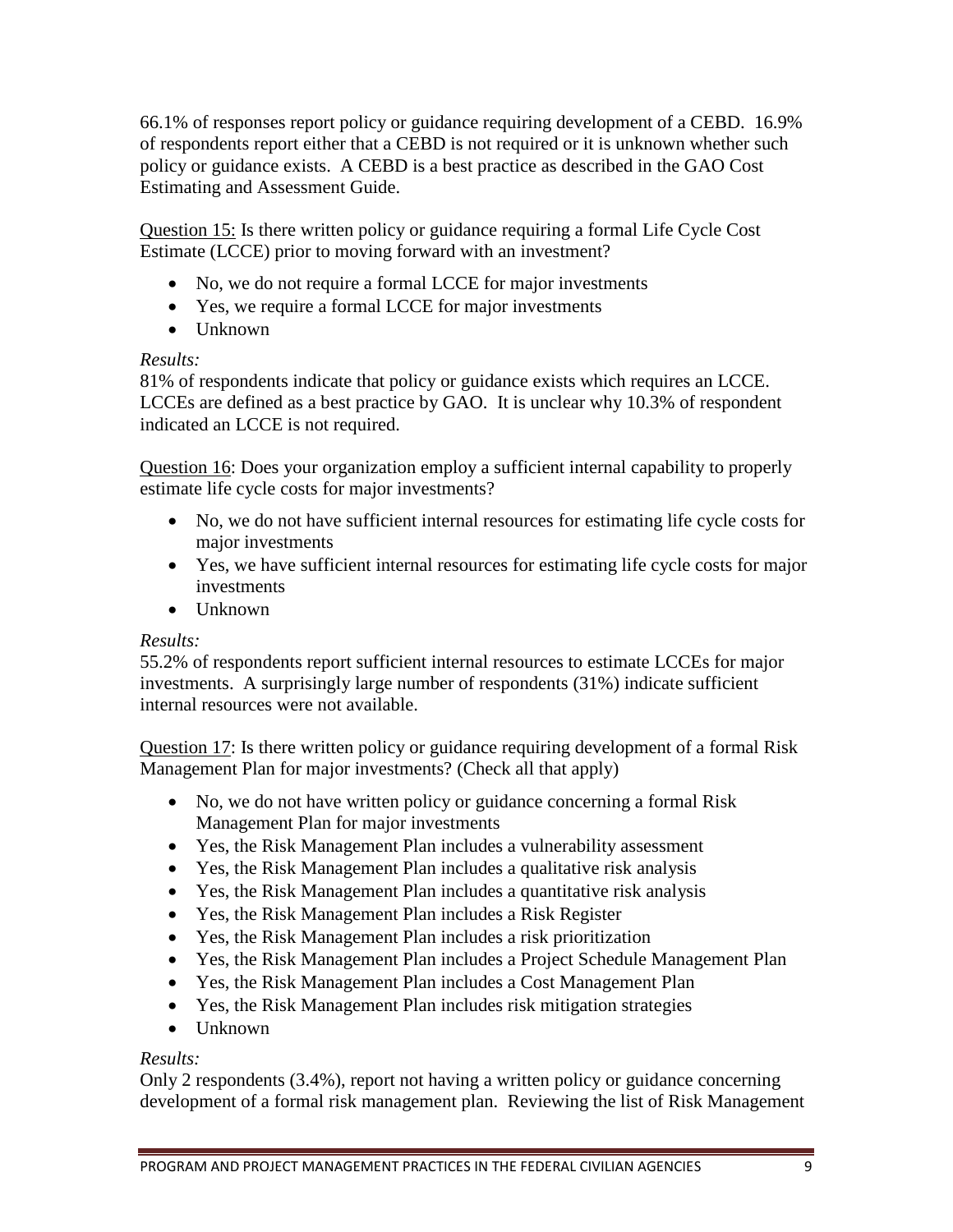66.1% of responses report policy or guidance requiring development of a CEBD. 16.9% of respondents report either that a CEBD is not required or it is unknown whether such policy or guidance exists. A CEBD is a best practice as described in the GAO Cost Estimating and Assessment Guide.

Question 15: Is there written policy or guidance requiring a formal Life Cycle Cost Estimate (LCCE) prior to moving forward with an investment?

- No, we do not require a formal LCCE for major investments
- Yes, we require a formal LCCE for major investments
- Unknown

*Results:*
81% of respondents indicate that policy or guidance exists which requires an LCCE. LCCEs are defined as a best practice by GAO. It is unclear why 10.3% of respondent indicated an LCCE is not required.

Question 16: Does your organization employ a sufficient internal capability to properly estimate life cycle costs for major investments?

- No, we do not have sufficient internal resources for estimating life cycle costs for major investments
- Yes, we have sufficient internal resources for estimating life cycle costs for major investments
- Unknown

*Results:*
55.2% of respondents report sufficient internal resources to estimate LCCEs for major investments. A surprisingly large number of respondents (31%) indicate sufficient internal resources were not available.

Question 17: Is there written policy or guidance requiring development of a formal Risk Management Plan for major investments? (Check all that apply)

- No, we do not have written policy or guidance concerning a formal Risk Management Plan for major investments
- Yes, the Risk Management Plan includes a vulnerability assessment
- Yes, the Risk Management Plan includes a qualitative risk analysis
- Yes, the Risk Management Plan includes a quantitative risk analysis
- Yes, the Risk Management Plan includes a Risk Register
- Yes, the Risk Management Plan includes a risk prioritization
- Yes, the Risk Management Plan includes a Project Schedule Management Plan
- Yes, the Risk Management Plan includes a Cost Management Plan
- Yes, the Risk Management Plan includes risk mitigation strategies
- Unknown

*Results:*
Only 2 respondents (3.4%), report not having a written policy or guidance concerning development of a formal risk management plan. Reviewing the list of Risk Management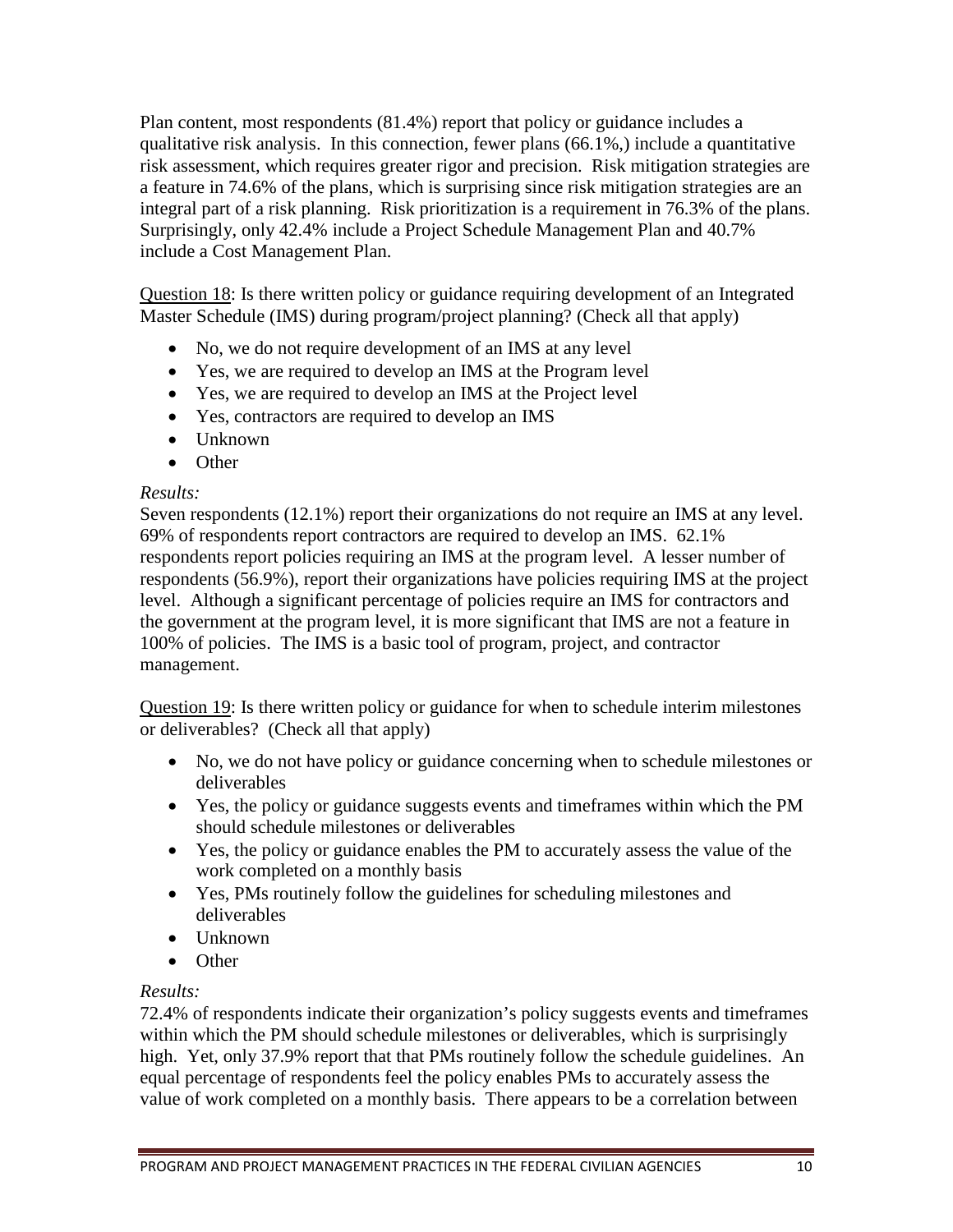Plan content, most respondents (81.4%) report that policy or guidance includes a qualitative risk analysis. In this connection, fewer plans (66.1%,) include a quantitative risk assessment, which requires greater rigor and precision. Risk mitigation strategies are a feature in 74.6% of the plans, which is surprising since risk mitigation strategies are an integral part of a risk planning. Risk prioritization is a requirement in 76.3% of the plans. Surprisingly, only 42.4% include a Project Schedule Management Plan and 40.7% include a Cost Management Plan.

Question 18: Is there written policy or guidance requiring development of an Integrated Master Schedule (IMS) during program/project planning? (Check all that apply)

- No, we do not require development of an IMS at any level
- Yes, we are required to develop an IMS at the Program level
- Yes, we are required to develop an IMS at the Project level
- Yes, contractors are required to develop an IMS
- Unknown
- Other

*Results:*
Seven respondents (12.1%) report their organizations do not require an IMS at any level. 69% of respondents report contractors are required to develop an IMS. 62.1% respondents report policies requiring an IMS at the program level. A lesser number of respondents (56.9%), report their organizations have policies requiring IMS at the project level. Although a significant percentage of policies require an IMS for contractors and the government at the program level, it is more significant that IMS are not a feature in 100% of policies. The IMS is a basic tool of program, project, and contractor management.

Question 19: Is there written policy or guidance for when to schedule interim milestones or deliverables? (Check all that apply)

- No, we do not have policy or guidance concerning when to schedule milestones or deliverables
- Yes, the policy or guidance suggests events and timeframes within which the PM should schedule milestones or deliverables
- Yes, the policy or guidance enables the PM to accurately assess the value of the work completed on a monthly basis
- Yes, PMs routinely follow the guidelines for scheduling milestones and deliverables
- Unknown
- Other

*Results:*
72.4% of respondents indicate their organization's policy suggests events and timeframes within which the PM should schedule milestones or deliverables, which is surprisingly high. Yet, only 37.9% report that that PMs routinely follow the schedule guidelines. An equal percentage of respondents feel the policy enables PMs to accurately assess the value of work completed on a monthly basis. There appears to be a correlation between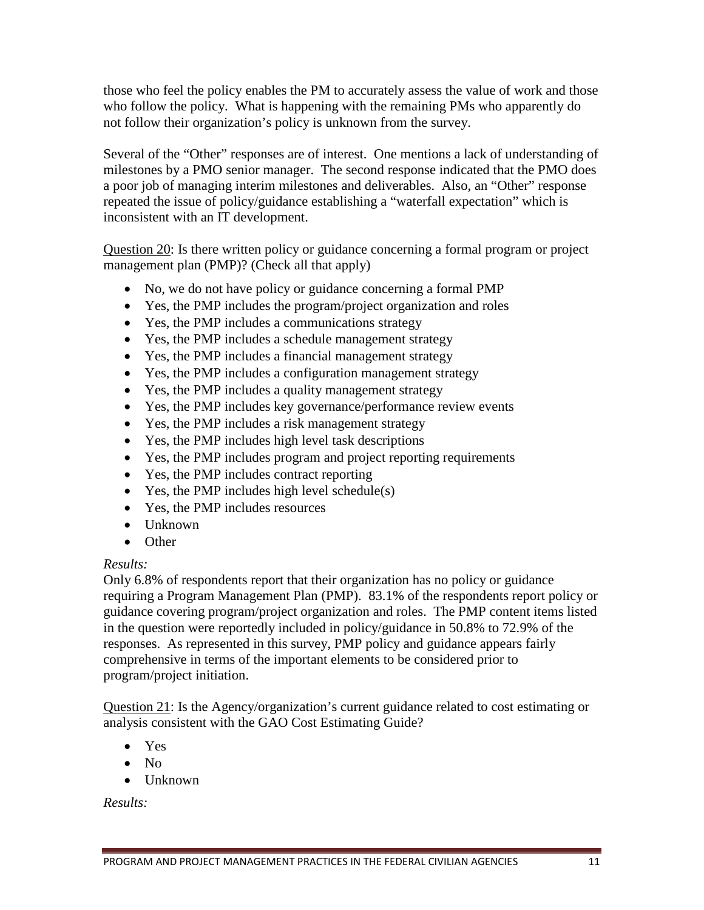those who feel the policy enables the PM to accurately assess the value of work and those who follow the policy. What is happening with the remaining PMs who apparently do not follow their organization's policy is unknown from the survey.

Several of the "Other" responses are of interest. One mentions a lack of understanding of milestones by a PMO senior manager. The second response indicated that the PMO does a poor job of managing interim milestones and deliverables. Also, an "Other" response repeated the issue of policy/guidance establishing a "waterfall expectation" which is inconsistent with an IT development.

<u>Question 20</u>: Is there written policy or guidance concerning a formal program or project management plan (PMP)? (Check all that apply)

- No, we do not have policy or guidance concerning a formal PMP
- Yes, the PMP includes the program/project organization and roles
- Yes, the PMP includes a communications strategy
- Yes, the PMP includes a schedule management strategy
- Yes, the PMP includes a financial management strategy
- Yes, the PMP includes a configuration management strategy
- Yes, the PMP includes a quality management strategy
- Yes, the PMP includes key governance/performance review events
- Yes, the PMP includes a risk management strategy
- Yes, the PMP includes high level task descriptions
- Yes, the PMP includes program and project reporting requirements
- Yes, the PMP includes contract reporting
- Yes, the PMP includes high level schedule(s)
- Yes, the PMP includes resources
- Unknown
- Other

*Results:*
Only 6.8% of respondents report that their organization has no policy or guidance requiring a Program Management Plan (PMP). 83.1% of the respondents report policy or guidance covering program/project organization and roles. The PMP content items listed in the question were reportedly included in policy/guidance in 50.8% to 72.9% of the responses. As represented in this survey, PMP policy and guidance appears fairly comprehensive in terms of the important elements to be considered prior to program/project initiation.

<u>Question 21</u>: Is the Agency/organization's current guidance related to cost estimating or analysis consistent with the GAO Cost Estimating Guide?

- Yes
- No
- Unknown

*Results:*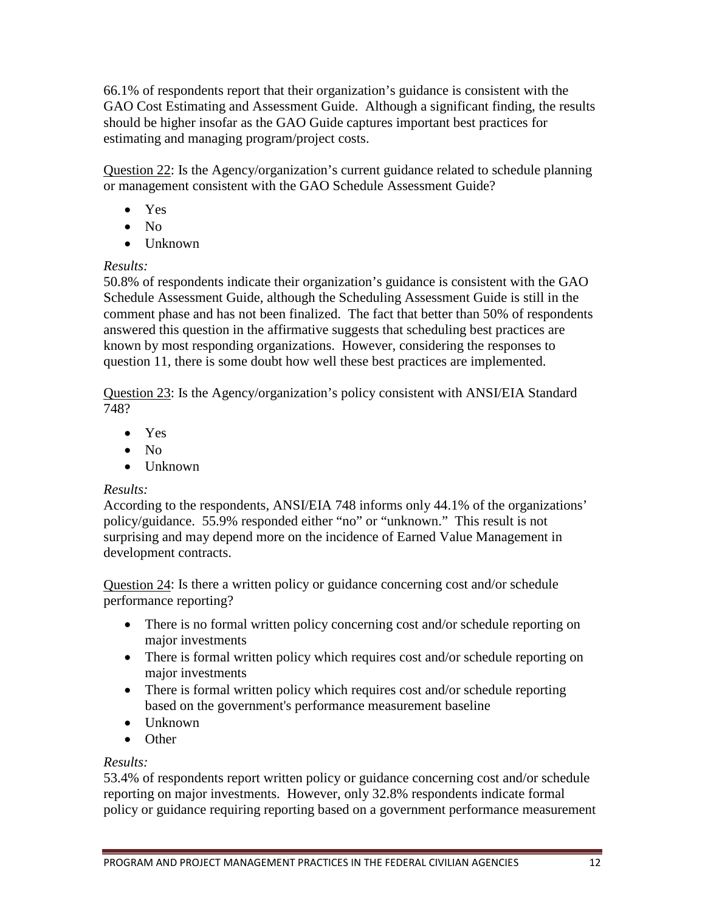66.1% of respondents report that their organization's guidance is consistent with the GAO Cost Estimating and Assessment Guide. Although a significant finding, the results should be higher insofar as the GAO Guide captures important best practices for estimating and managing program/project costs.

Question 22: Is the Agency/organization's current guidance related to schedule planning or management consistent with the GAO Schedule Assessment Guide?

- Yes
- No
- Unknown

*Results:*
50.8% of respondents indicate their organization's guidance is consistent with the GAO Schedule Assessment Guide, although the Scheduling Assessment Guide is still in the comment phase and has not been finalized. The fact that better than 50% of respondents answered this question in the affirmative suggests that scheduling best practices are known by most responding organizations. However, considering the responses to question 11, there is some doubt how well these best practices are implemented.

Question 23: Is the Agency/organization's policy consistent with ANSI/EIA Standard 748?

- Yes
- No
- Unknown

*Results:*
According to the respondents, ANSI/EIA 748 informs only 44.1% of the organizations' policy/guidance. 55.9% responded either "no" or "unknown." This result is not surprising and may depend more on the incidence of Earned Value Management in development contracts.

Question 24: Is there a written policy or guidance concerning cost and/or schedule performance reporting?

- There is no formal written policy concerning cost and/or schedule reporting on major investments
- There is formal written policy which requires cost and/or schedule reporting on major investments
- There is formal written policy which requires cost and/or schedule reporting based on the government's performance measurement baseline
- Unknown
- Other

*Results:*
53.4% of respondents report written policy or guidance concerning cost and/or schedule reporting on major investments. However, only 32.8% respondents indicate formal policy or guidance requiring reporting based on a government performance measurement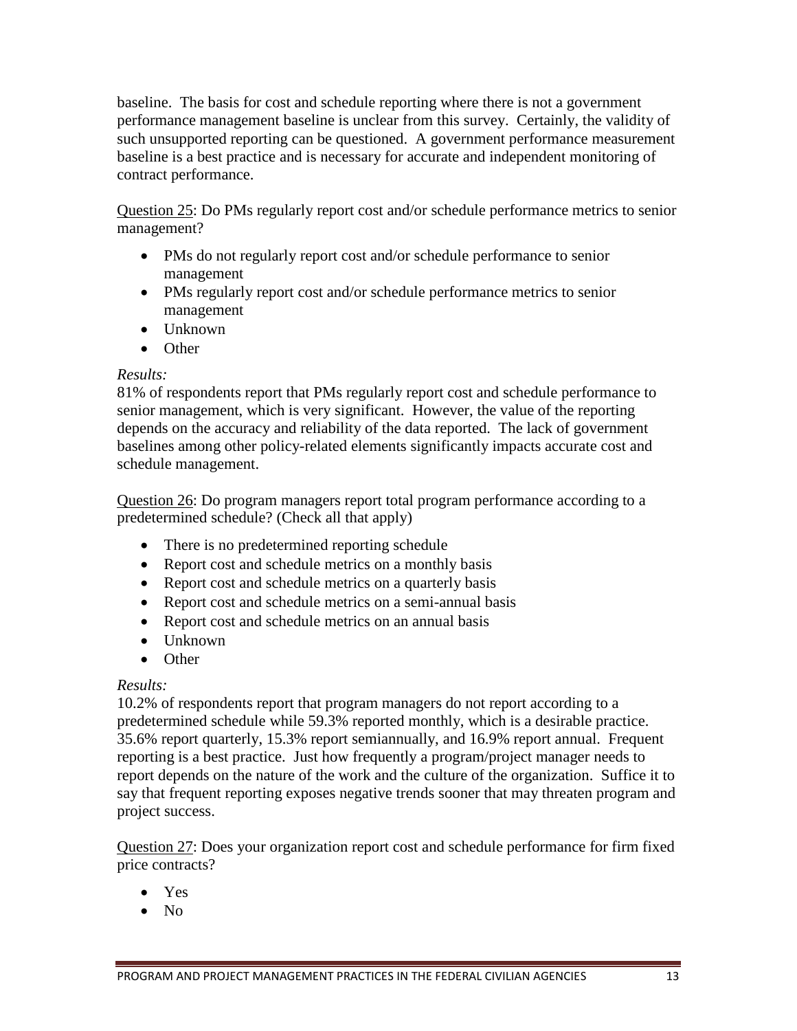baseline. The basis for cost and schedule reporting where there is not a government performance management baseline is unclear from this survey. Certainly, the validity of such unsupported reporting can be questioned. A government performance measurement baseline is a best practice and is necessary for accurate and independent monitoring of contract performance.

<u>Question 25</u>: Do PMs regularly report cost and/or schedule performance metrics to senior management?

- PMs do not regularly report cost and/or schedule performance to senior management
- PMs regularly report cost and/or schedule performance metrics to senior management
- Unknown
- Other

*Results:*
81% of respondents report that PMs regularly report cost and schedule performance to senior management, which is very significant. However, the value of the reporting depends on the accuracy and reliability of the data reported. The lack of government baselines among other policy-related elements significantly impacts accurate cost and schedule management.

<u>Question 26</u>: Do program managers report total program performance according to a predetermined schedule? (Check all that apply)

- There is no predetermined reporting schedule
- Report cost and schedule metrics on a monthly basis
- Report cost and schedule metrics on a quarterly basis
- Report cost and schedule metrics on a semi-annual basis
- Report cost and schedule metrics on an annual basis
- Unknown
- Other

*Results:*
10.2% of respondents report that program managers do not report according to a predetermined schedule while 59.3% reported monthly, which is a desirable practice. 35.6% report quarterly, 15.3% report semiannually, and 16.9% report annual. Frequent reporting is a best practice. Just how frequently a program/project manager needs to report depends on the nature of the work and the culture of the organization. Suffice it to say that frequent reporting exposes negative trends sooner that may threaten program and project success.

<u>Question 27</u>: Does your organization report cost and schedule performance for firm fixed price contracts?

- Yes
- No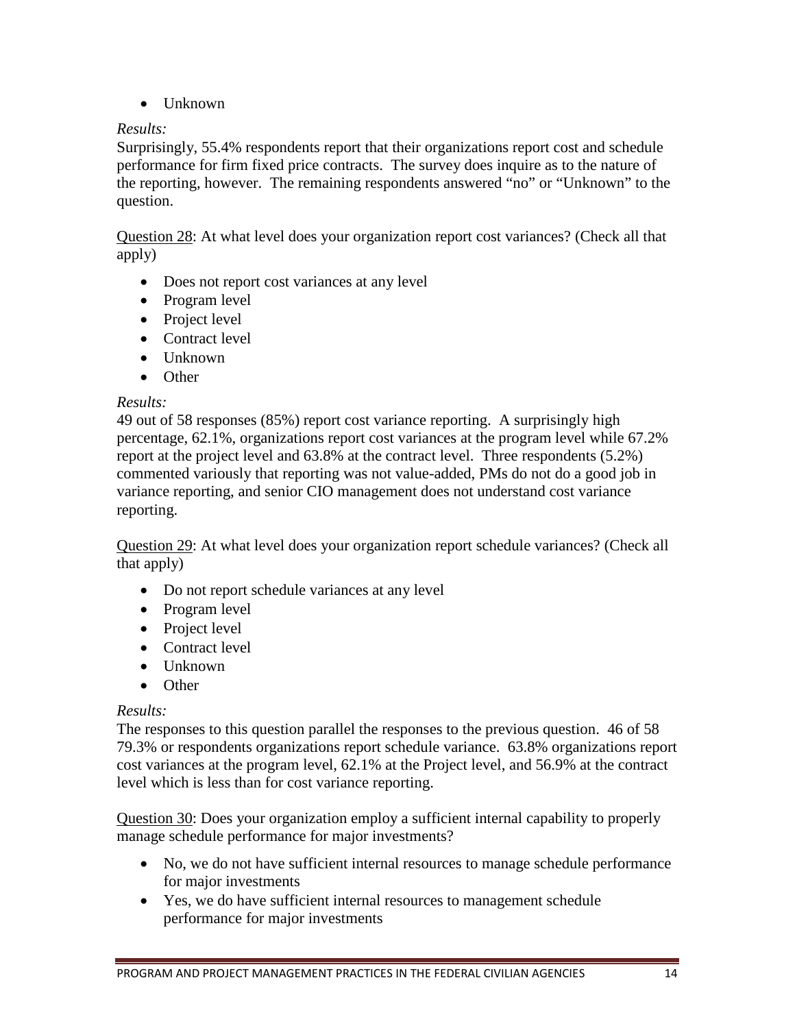- Unknown

*Results:*
Surprisingly, 55.4% respondents report that their organizations report cost and schedule performance for firm fixed price contracts. The survey does inquire as to the nature of the reporting, however. The remaining respondents answered "no" or "Unknown" to the question.

<u>Question 28</u>: At what level does your organization report cost variances? (Check all that apply)

- Does not report cost variances at any level
- Program level
- Project level
- Contract level
- Unknown
- Other

*Results:*
49 out of 58 responses (85%) report cost variance reporting. A surprisingly high percentage, 62.1%, organizations report cost variances at the program level while 67.2% report at the project level and 63.8% at the contract level. Three respondents (5.2%) commented variously that reporting was not value-added, PMs do not do a good job in variance reporting, and senior CIO management does not understand cost variance reporting.

<u>Question 29</u>: At what level does your organization report schedule variances? (Check all that apply)

- Do not report schedule variances at any level
- Program level
- Project level
- Contract level
- Unknown
- Other

*Results:*
The responses to this question parallel the responses to the previous question. 46 of 58 79.3% or respondents organizations report schedule variance. 63.8% organizations report cost variances at the program level, 62.1% at the Project level, and 56.9% at the contract level which is less than for cost variance reporting.

<u>Question 30</u>: Does your organization employ a sufficient internal capability to properly manage schedule performance for major investments?

- No, we do not have sufficient internal resources to manage schedule performance for major investments
- Yes, we do have sufficient internal resources to management schedule performance for major investments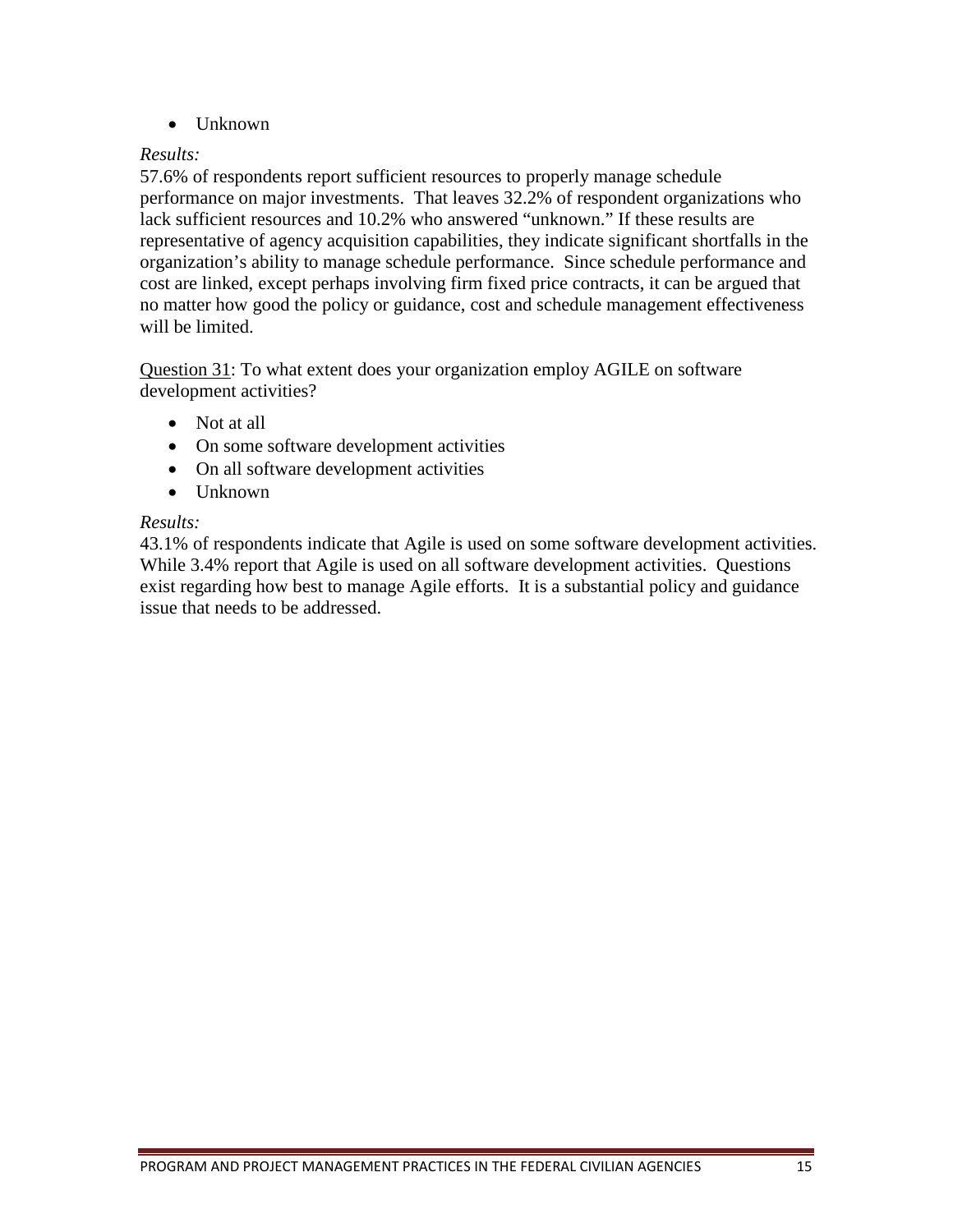- Unknown

*Results:*
57.6% of respondents report sufficient resources to properly manage schedule performance on major investments. That leaves 32.2% of respondent organizations who lack sufficient resources and 10.2% who answered "unknown." If these results are representative of agency acquisition capabilities, they indicate significant shortfalls in the organization's ability to manage schedule performance. Since schedule performance and cost are linked, except perhaps involving firm fixed price contracts, it can be argued that no matter how good the policy or guidance, cost and schedule management effectiveness will be limited.

<u>Question 31</u>: To what extent does your organization employ AGILE on software development activities?

- Not at all
- On some software development activities
- On all software development activities
- Unknown

*Results:*
43.1% of respondents indicate that Agile is used on some software development activities. While 3.4% report that Agile is used on all software development activities. Questions exist regarding how best to manage Agile efforts. It is a substantial policy and guidance issue that needs to be addressed.